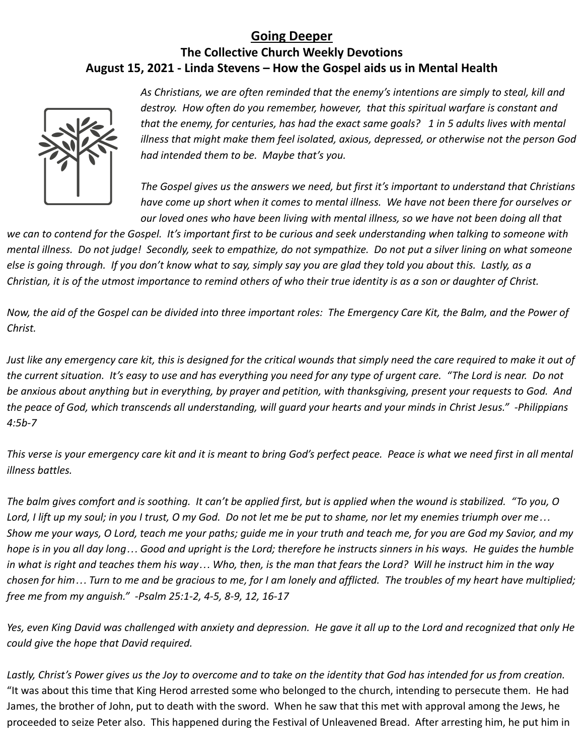# <u>Going Deeper</u>

## The Collective Church Weekly Devotions

## August 15, 2021 - Linda Stevens – How the Gospel aids us in Mental Health

*As Christians, we are often reminded that the enemy's intentions are simply to steal, kill and destroy. How often do you remember, however, that this spiritual warfare is constant and that the enemy, for centuries, has had the exact same goals? 1 in 5 adults lives with mental illness that might make them feel isolated, axious, depressed, or otherwise not the person God had intended them to be. Maybe that's you.*

*The Gospel gives us the answers we need, but first it's important to understand that Christians have come up short when it comes to mental illness. We have not been there for ourselves or our loved ones who have been living with mental illness, so we have not been doing all that we can to contend for the Gospel. It's important first to be curious and seek understanding when talking to someone with mental illness. Do not judge! Secondly, seek to empathize, do not sympathize. Do not put a silver lining on what someone else is going through. If you don't know what to say, simply say you are glad they told you about this. Lastly, as a Christian, it is of the utmost importance to remind others of who their true identity is as a son or daughter of Christ.*

*Now, the aid of the Gospel can be divided into three important roles: The Emergency Care Kit, the Balm, and the Power of Christ.*

*Just like any emergency care kit, this is designed for the critical wounds that simply need the care required to make it out of the current situation. It's easy to use and has everything you need for any type of urgent care. "The Lord is near. Do not be anxious about anything but in everything, by prayer and petition, with thanksgiving, present your requests to God. And the peace of God, which transcends all understanding, will guard your hearts and your minds in Christ Jesus." -Philippians 4:5b-7*

*This verse is your emergency care kit and it is meant to bring God's perfect peace. Peace is what we need first in all mental illness battles.*

*The balm gives comfort and is soothing. It can't be applied first, but is applied when the wound is stabilized. "To you, O Lord, I lift up my soul; in you I trust, O my God. Do not let me be put to shame, nor let my enemies triumph over me… Show me your ways, O Lord, teach me your paths; guide me in your truth and teach me, for you are God my Savior, and my hope is in you all day long… Good and upright is the Lord; therefore he instructs sinners in his ways. He guides the humble in what is right and teaches them his way… Who, then, is the man that fears the Lord? Will he instruct him in the way chosen for him… Turn to me and be gracious to me, for I am lonely and afflicted. The troubles of my heart have multiplied; free me from my anguish." -Psalm 25:1-2, 4-5, 8-9, 12, 16-17*

*Yes, even King David was challenged with anxiety and depression. He gave it all up to the Lord and recognized that only He could give the hope that David required.*

*Lastly, Christ's Power gives us the Joy to overcome and to take on the identity that God has intended for us from creation.* "It was about this time that King Herod arrested some who belonged to the church, intending to persecute them. He had James, the brother of John, put to death with the sword. When he saw that this met with approval among the Jews, he proceeded to seize Peter also. This happened during the Festival of Unleavened Bread. After arresting him, he put him in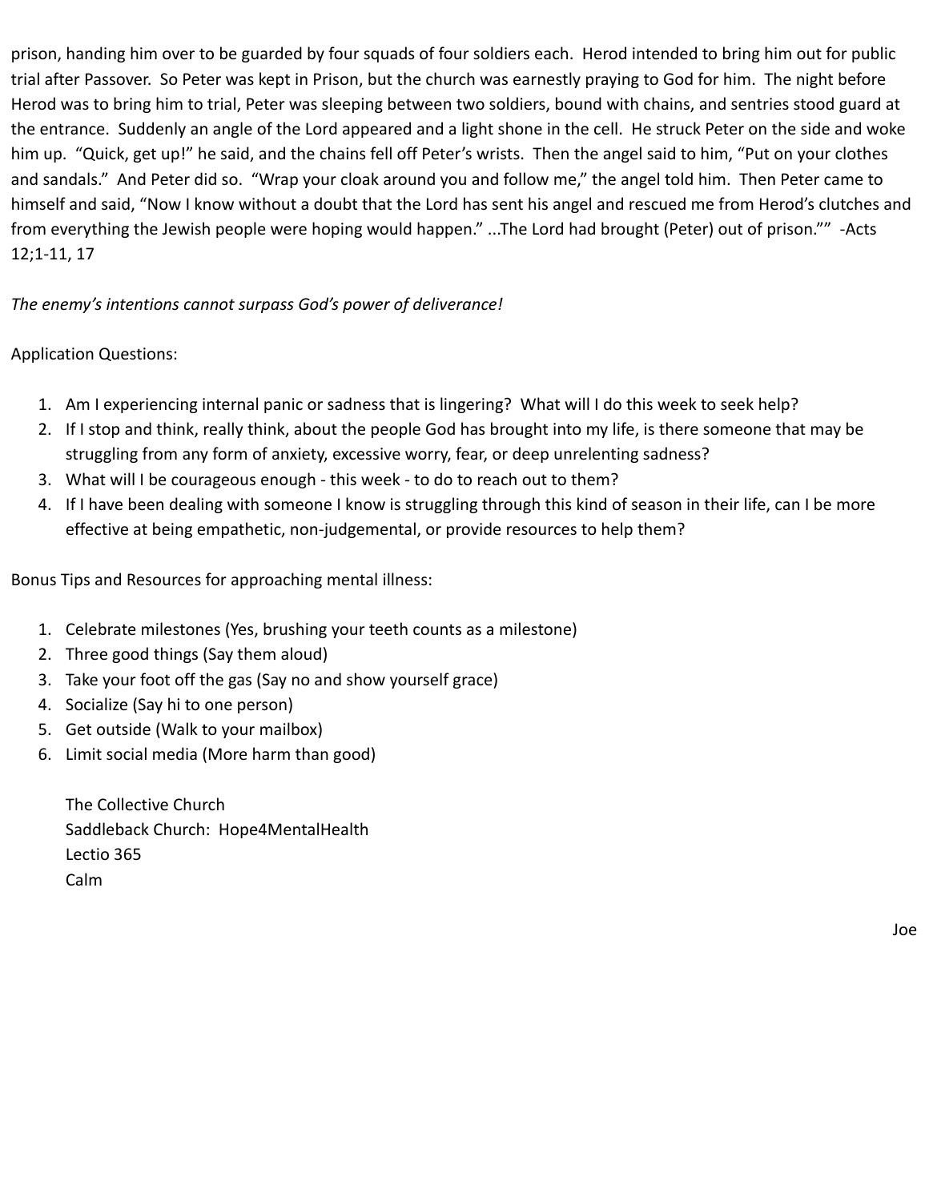prison, handing him over to be guarded by four squads of four soldiers each.  Herod intended to bring him out for public trial after Passover.  So Peter was kept in Prison, but the church was earnestly praying to God for him.  The night before Herod was to bring him to trial, Peter was sleeping between two soldiers, bound with chains, and sentries stood guard at the entrance.  Suddenly an angle of the Lord appeared and a light shone in the cell.  He struck Peter on the side and woke him up.  "Quick, get up!" he said, and the chains fell off Peter's wrists.  Then the angel said to him, "Put on your clothes and sandals."  And Peter did so.  "Wrap your cloak around you and follow me," the angel told him.  Then Peter came to himself and said, "Now I know without a doubt that the Lord has sent his angel and rescued me from Herod's clutches and from everything the Jewish people were hoping would happen." ...The Lord had brought (Peter) out of prison.""  -Acts 12;1-11, 17

*The enemy's intentions cannot surpass God's power of deliverance!*

Application Questions:

1. Am I experiencing internal panic or sadness that is lingering?  What will I do this week to seek help?
2. If I stop and think, really think, about the people God has brought into my life, is there someone that may be struggling from any form of anxiety, excessive worry, fear, or deep unrelenting sadness?
3. What will I be courageous enough - this week - to do to reach out to them?
4. If I have been dealing with someone I know is struggling through this kind of season in their life, can I be more effective at being empathetic, non-judgemental, or provide resources to help them?

Bonus Tips and Resources for approaching mental illness:

1. Celebrate milestones (Yes, brushing your teeth counts as a milestone)
2. Three good things (Say them aloud)
3. Take your foot off the gas (Say no and show yourself grace)
4. Socialize (Say hi to one person)
5. Get outside (Walk to your mailbox)
6. Limit social media (More harm than good)

   The Collective Church
   Saddleback Church:  Hope4MentalHealth
   Lectio 365
   Calm

Joe